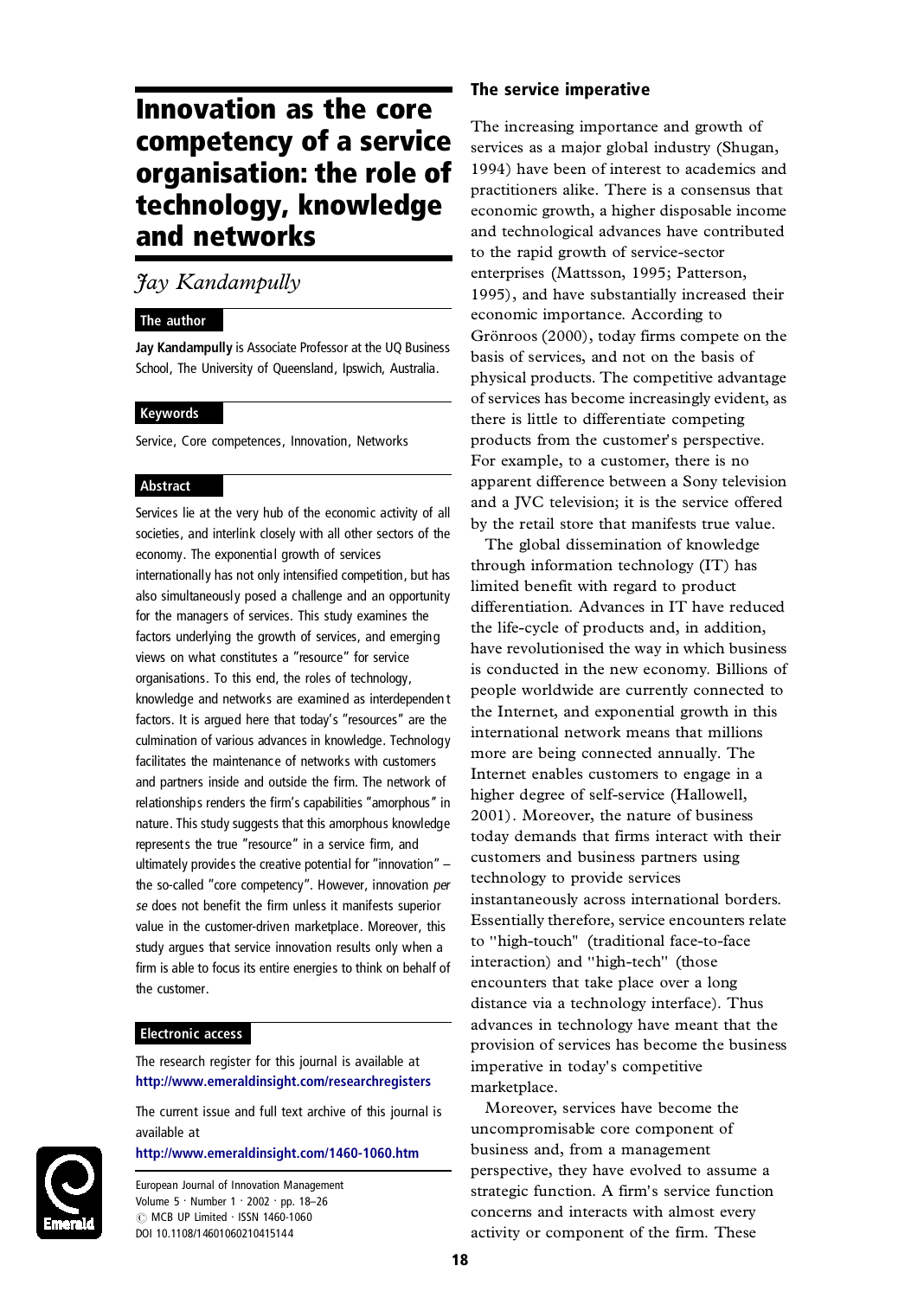# Innovation as the core competency of a service organisation: the role of technology, knowledge and networks

*Jay Kandampully*

## The author

**Jay Kandampully** is Associate Professor at the UQ Business School, The University of Queensland, Ipswich, Australia.

## Keywords

Service, Core competences, Innovation, Networks

## Abstract

Services lie at the very hub of the economic activity of all societies, and interlink closely with all other sectors of the economy. The exponential growth of services internationally has not only intensified competition, but has also simultaneously posed a challenge and an opportunity for the managers of services. This study examines the factors underlying the growth of services, and emerging views on what constitutes a "resource" for service organisations. To this end, the roles of technology, knowledge and networks are examined as interdependent factors. It is argued here that today's "resources" are the culmination of various advances in knowledge. Technology facilitates the maintenance of networks with customers and partners inside and outside the firm. The network of relationships renders the firm's capabilities "amorphous" in nature. This study suggests that this amorphous knowledge represents the true "resource" in a service firm, and ultimately provides the creative potential for "innovation" – the so-called "core competency". However, innovation *per se* does not benefit the firm unless it manifests superior value in the customer-driven marketplace. Moreover, this study argues that service innovation results only when a firm is able to focus its entire energies to think on behalf of the customer.

## Electronic access

The research register for this journal is available at
**http://www.emeraldinsight.com/researchregisters**

The current issue and full text archive of this journal is available at
**http://www.emeraldinsight.com/1460-1060.htm**

European Journal of Innovation Management
Volume 5 · Number 1 · 2002 · pp. 18–26
© MCB UP Limited · ISSN 1460-1060
DOI 10.1108/14601060210415144

## The service imperative

The increasing importance and growth of services as a major global industry (Shugan, 1994) have been of interest to academics and practitioners alike. There is a consensus that economic growth, a higher disposable income and technological advances have contributed to the rapid growth of service-sector enterprises (Mattsson, 1995; Patterson, 1995), and have substantially increased their economic importance. According to Grönroos (2000), today firms compete on the basis of services, and not on the basis of physical products. The competitive advantage of services has become increasingly evident, as there is little to differentiate competing products from the customer's perspective. For example, to a customer, there is no apparent difference between a Sony television and a JVC television; it is the service offered by the retail store that manifests true value.

The global dissemination of knowledge through information technology (IT) has limited benefit with regard to product differentiation. Advances in IT have reduced the life-cycle of products and, in addition, have revolutionised the way in which business is conducted in the new economy. Billions of people worldwide are currently connected to the Internet, and exponential growth in this international network means that millions more are being connected annually. The Internet enables customers to engage in a higher degree of self-service (Hallowell, 2001). Moreover, the nature of business today demands that firms interact with their customers and business partners using technology to provide services instantaneously across international borders. Essentially therefore, service encounters relate to "high-touch" (traditional face-to-face interaction) and "high-tech" (those encounters that take place over a long distance via a technology interface). Thus advances in technology have meant that the provision of services has become the business imperative in today's competitive marketplace.

Moreover, services have become the uncompromisable core component of business and, from a management perspective, they have evolved to assume a strategic function. A firm's service function concerns and interacts with almost every activity or component of the firm. These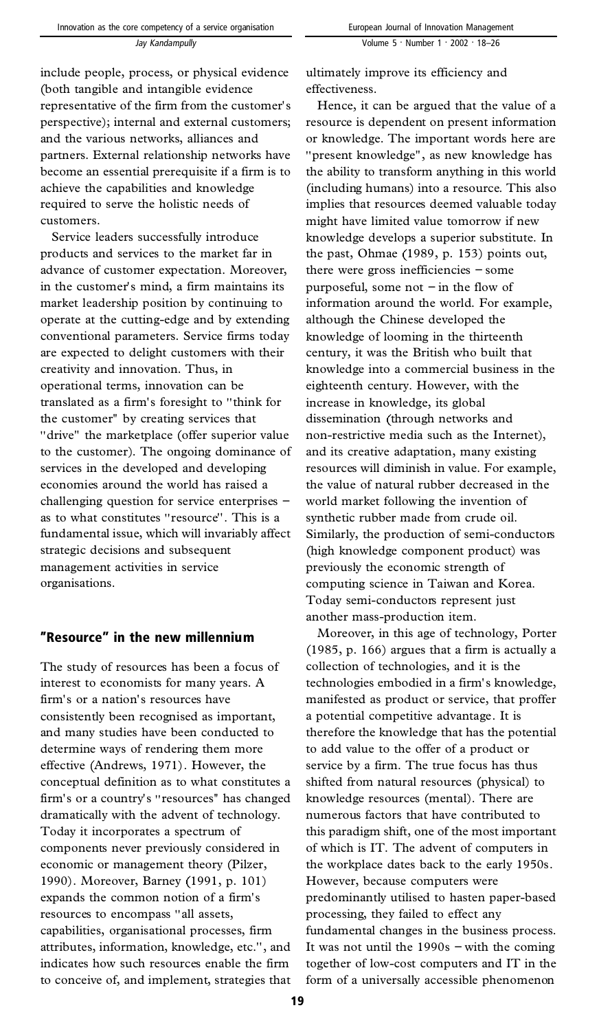include people, process, or physical evidence (both tangible and intangible evidence representative of the firm from the customer's perspective); internal and external customers; and the various networks, alliances and partners. External relationship networks have become an essential prerequisite if a firm is to achieve the capabilities and knowledge required to serve the holistic needs of customers.

Service leaders successfully introduce products and services to the market far in advance of customer expectation. Moreover, in the customer's mind, a firm maintains its market leadership position by continuing to operate at the cutting-edge and by extending conventional parameters. Service firms today are expected to delight customers with their creativity and innovation. Thus, in operational terms, innovation can be translated as a firm's foresight to "think for the customer" by creating services that "drive" the marketplace (offer superior value to the customer). The ongoing dominance of services in the developed and developing economies around the world has raised a challenging question for service enterprises – as to what constitutes "resource". This is a fundamental issue, which will invariably affect strategic decisions and subsequent management activities in service organisations.

## "Resource" in the new millennium

The study of resources has been a focus of interest to economists for many years. A firm's or a nation's resources have consistently been recognised as important, and many studies have been conducted to determine ways of rendering them more effective (Andrews, 1971). However, the conceptual definition as to what constitutes a firm's or a country's "resources" has changed dramatically with the advent of technology. Today it incorporates a spectrum of components never previously considered in economic or management theory (Pilzer, 1990). Moreover, Barney (1991, p. 101) expands the common notion of a firm's resources to encompass "all assets, capabilities, organisational processes, firm attributes, information, knowledge, etc.", and indicates how such resources enable the firm to conceive of, and implement, strategies that ultimately improve its efficiency and effectiveness.

Hence, it can be argued that the value of a resource is dependent on present information or knowledge. The important words here are "present knowledge", as new knowledge has the ability to transform anything in this world (including humans) into a resource. This also implies that resources deemed valuable today might have limited value tomorrow if new knowledge develops a superior substitute. In the past, Ohmae (1989, p. 153) points out, there were gross inefficiencies – some purposeful, some not – in the flow of information around the world. For example, although the Chinese developed the knowledge of looming in the thirteenth century, it was the British who built that knowledge into a commercial business in the eighteenth century. However, with the increase in knowledge, its global dissemination (through networks and non-restrictive media such as the Internet), and its creative adaptation, many existing resources will diminish in value. For example, the value of natural rubber decreased in the world market following the invention of synthetic rubber made from crude oil. Similarly, the production of semi-conductors (high knowledge component product) was previously the economic strength of computing science in Taiwan and Korea. Today semi-conductors represent just another mass-production item.

Moreover, in this age of technology, Porter (1985, p. 166) argues that a firm is actually a collection of technologies, and it is the technologies embodied in a firm's knowledge, manifested as product or service, that proffer a potential competitive advantage. It is therefore the knowledge that has the potential to add value to the offer of a product or service by a firm. The true focus has thus shifted from natural resources (physical) to knowledge resources (mental). There are numerous factors that have contributed to this paradigm shift, one of the most important of which is IT. The advent of computers in the workplace dates back to the early 1950s. However, because computers were predominantly utilised to hasten paper-based processing, they failed to effect any fundamental changes in the business process. It was not until the 1990s – with the coming together of low-cost computers and IT in the form of a universally accessible phenomenon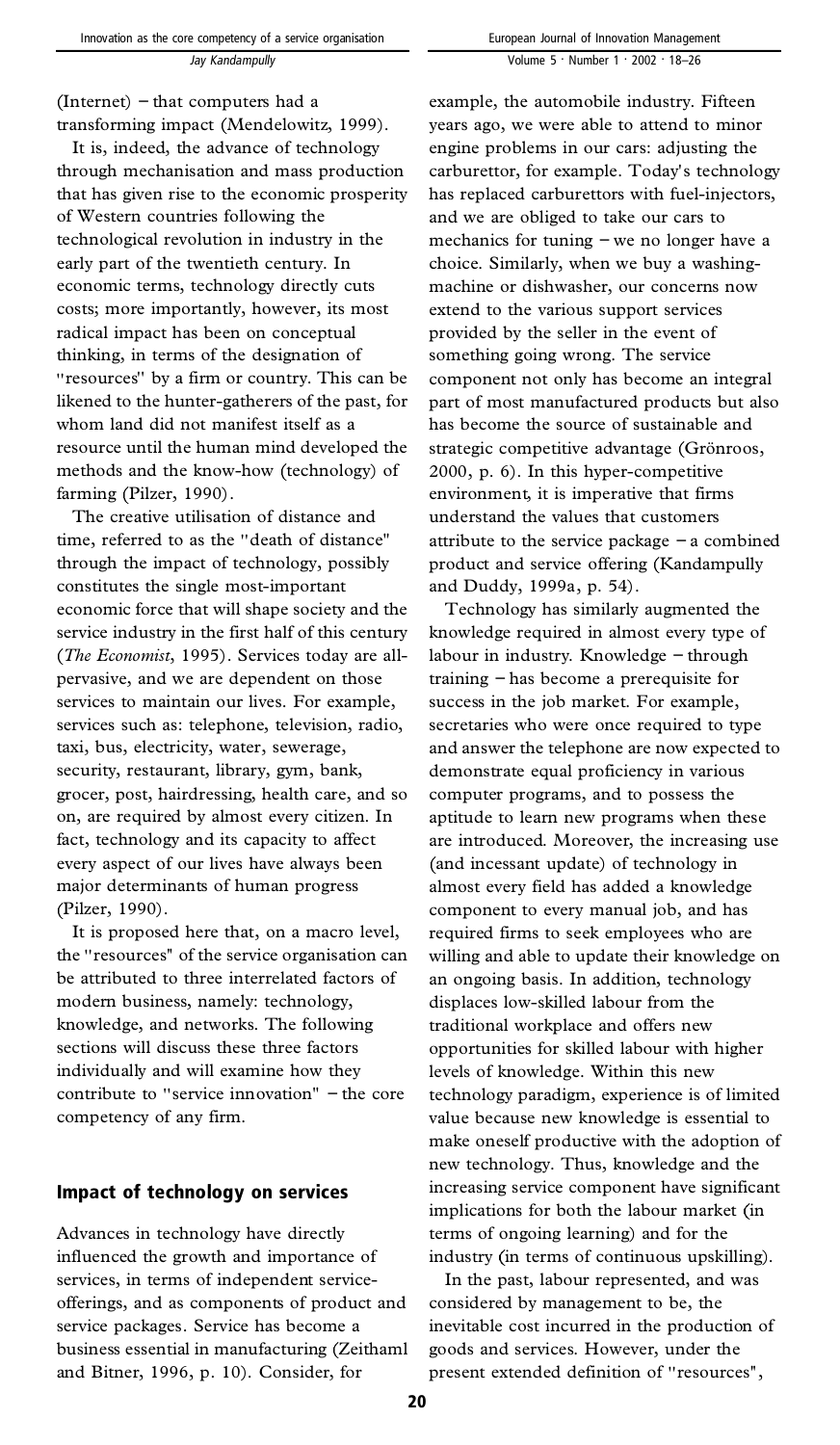(Internet) – that computers had a transforming impact (Mendelowitz, 1999).

It is, indeed, the advance of technology through mechanisation and mass production that has given rise to the economic prosperity of Western countries following the technological revolution in industry in the early part of the twentieth century. In economic terms, technology directly cuts costs; more importantly, however, its most radical impact has been on conceptual thinking, in terms of the designation of "resources" by a firm or country. This can be likened to the hunter-gatherers of the past, for whom land did not manifest itself as a resource until the human mind developed the methods and the know-how (technology) of farming (Pilzer, 1990).

The creative utilisation of distance and time, referred to as the "death of distance" through the impact of technology, possibly constitutes the single most-important economic force that will shape society and the service industry in the first half of this century (*The Economist*, 1995). Services today are all-pervasive, and we are dependent on those services to maintain our lives. For example, services such as: telephone, television, radio, taxi, bus, electricity, water, sewerage, security, restaurant, library, gym, bank, grocer, post, hairdressing, health care, and so on, are required by almost every citizen. In fact, technology and its capacity to affect every aspect of our lives have always been major determinants of human progress (Pilzer, 1990).

It is proposed here that, on a macro level, the "resources" of the service organisation can be attributed to three interrelated factors of modern business, namely: technology, knowledge, and networks. The following sections will discuss these three factors individually and will examine how they contribute to "service innovation" – the core competency of any firm.

## Impact of technology on services

Advances in technology have directly influenced the growth and importance of services, in terms of independent service-offerings, and as components of product and service packages. Service has become a business essential in manufacturing (Zeithaml and Bitner, 1996, p. 10). Consider, for example, the automobile industry. Fifteen years ago, we were able to attend to minor engine problems in our cars: adjusting the carburettor, for example. Today's technology has replaced carburettors with fuel-injectors, and we are obliged to take our cars to mechanics for tuning – we no longer have a choice. Similarly, when we buy a washing-machine or dishwasher, our concerns now extend to the various support services provided by the seller in the event of something going wrong. The service component not only has become an integral part of most manufactured products but also has become the source of sustainable and strategic competitive advantage (Grönroos, 2000, p. 6). In this hyper-competitive environment, it is imperative that firms understand the values that customers attribute to the service package – a combined product and service offering (Kandampully and Duddy, 1999a, p. 54).

Technology has similarly augmented the knowledge required in almost every type of labour in industry. Knowledge – through training – has become a prerequisite for success in the job market. For example, secretaries who were once required to type and answer the telephone are now expected to demonstrate equal proficiency in various computer programs, and to possess the aptitude to learn new programs when these are introduced. Moreover, the increasing use (and incessant update) of technology in almost every field has added a knowledge component to every manual job, and has required firms to seek employees who are willing and able to update their knowledge on an ongoing basis. In addition, technology displaces low-skilled labour from the traditional workplace and offers new opportunities for skilled labour with higher levels of knowledge. Within this new technology paradigm, experience is of limited value because new knowledge is essential to make oneself productive with the adoption of new technology. Thus, knowledge and the increasing service component have significant implications for both the labour market (in terms of ongoing learning) and for the industry (in terms of continuous upskilling).

In the past, labour represented, and was considered by management to be, the inevitable cost incurred in the production of goods and services. However, under the present extended definition of "resources",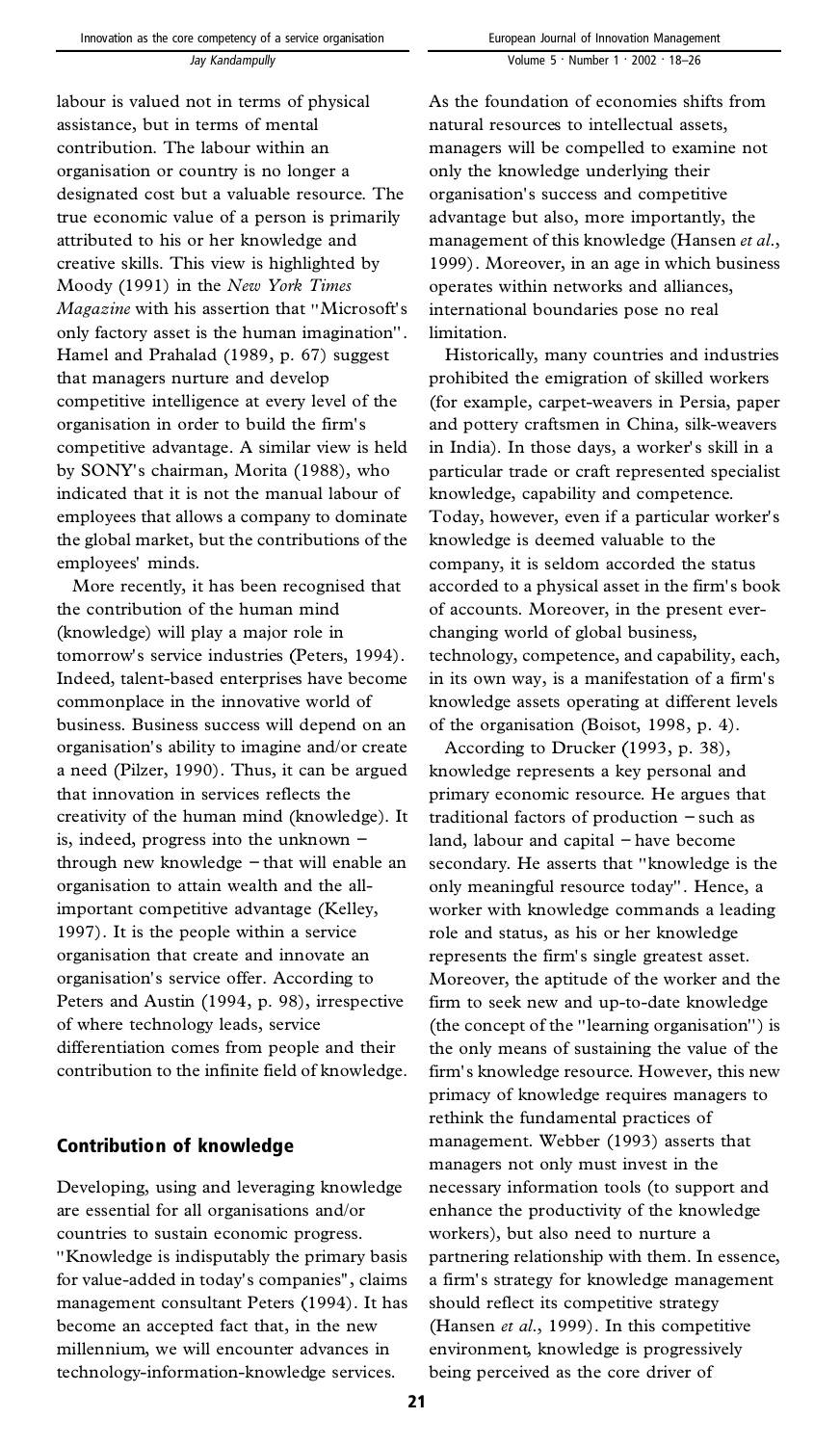labour is valued not in terms of physical assistance, but in terms of mental contribution. The labour within an organisation or country is no longer a designated cost but a valuable resource. The true economic value of a person is primarily attributed to his or her knowledge and creative skills. This view is highlighted by Moody (1991) in the *New York Times Magazine* with his assertion that "Microsoft's only factory asset is the human imagination". Hamel and Prahalad (1989, p. 67) suggest that managers nurture and develop competitive intelligence at every level of the organisation in order to build the firm's competitive advantage. A similar view is held by SONY's chairman, Morita (1988), who indicated that it is not the manual labour of employees that allows a company to dominate the global market, but the contributions of the employees' minds.

More recently, it has been recognised that the contribution of the human mind (knowledge) will play a major role in tomorrow's service industries (Peters, 1994). Indeed, talent-based enterprises have become commonplace in the innovative world of business. Business success will depend on an organisation's ability to imagine and/or create a need (Pilzer, 1990). Thus, it can be argued that innovation in services reflects the creativity of the human mind (knowledge). It is, indeed, progress into the unknown – through new knowledge – that will enable an organisation to attain wealth and the all-important competitive advantage (Kelley, 1997). It is the people within a service organisation that create and innovate an organisation's service offer. According to Peters and Austin (1994, p. 98), irrespective of where technology leads, service differentiation comes from people and their contribution to the infinite field of knowledge.

## Contribution of knowledge

Developing, using and leveraging knowledge are essential for all organisations and/or countries to sustain economic progress. "Knowledge is indisputably the primary basis for value-added in today's companies", claims management consultant Peters (1994). It has become an accepted fact that, in the new millennium, we will encounter advances in technology-information-knowledge services. As the foundation of economies shifts from natural resources to intellectual assets, managers will be compelled to examine not only the knowledge underlying their organisation's success and competitive advantage but also, more importantly, the management of this knowledge (Hansen *et al.*, 1999). Moreover, in an age in which business operates within networks and alliances, international boundaries pose no real limitation.

Historically, many countries and industries prohibited the emigration of skilled workers (for example, carpet-weavers in Persia, paper and pottery craftsmen in China, silk-weavers in India). In those days, a worker's skill in a particular trade or craft represented specialist knowledge, capability and competence. Today, however, even if a particular worker's knowledge is deemed valuable to the company, it is seldom accorded the status accorded to a physical asset in the firm's book of accounts. Moreover, in the present ever-changing world of global business, technology, competence, and capability, each, in its own way, is a manifestation of a firm's knowledge assets operating at different levels of the organisation (Boisot, 1998, p. 4).

According to Drucker (1993, p. 38), knowledge represents a key personal and primary economic resource. He argues that traditional factors of production – such as land, labour and capital – have become secondary. He asserts that "knowledge is the only meaningful resource today". Hence, a worker with knowledge commands a leading role and status, as his or her knowledge represents the firm's single greatest asset. Moreover, the aptitude of the worker and the firm to seek new and up-to-date knowledge (the concept of the "learning organisation") is the only means of sustaining the value of the firm's knowledge resource. However, this new primacy of knowledge requires managers to rethink the fundamental practices of management. Webber (1993) asserts that managers not only must invest in the necessary information tools (to support and enhance the productivity of the knowledge workers), but also need to nurture a partnering relationship with them. In essence, a firm's strategy for knowledge management should reflect its competitive strategy (Hansen *et al.*, 1999). In this competitive environment, knowledge is progressively being perceived as the core driver of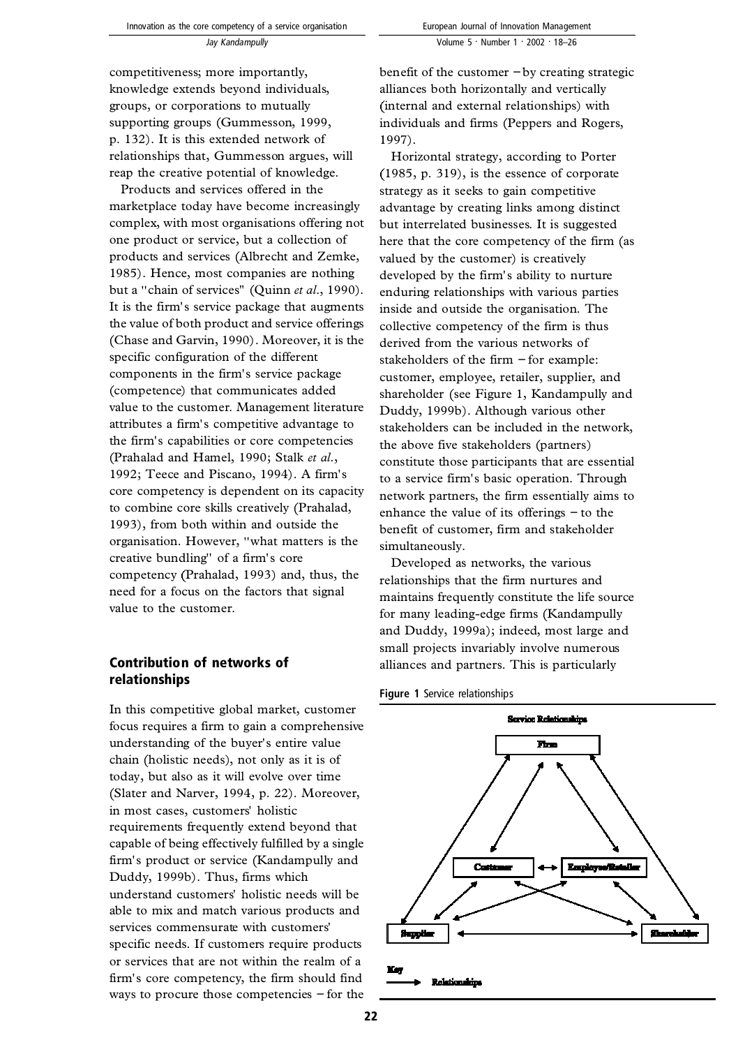competitiveness; more importantly, knowledge extends beyond individuals, groups, or corporations to mutually supporting groups (Gummesson, 1999, p. 132). It is this extended network of relationships that, Gummesson argues, will reap the creative potential of knowledge.

Products and services offered in the marketplace today have become increasingly complex, with most organisations offering not one product or service, but a collection of products and services (Albrecht and Zemke, 1985). Hence, most companies are nothing but a "chain of services" (Quinn *et al.*, 1990). It is the firm's service package that augments the value of both product and service offerings (Chase and Garvin, 1990). Moreover, it is the specific configuration of the different components in the firm's service package (competence) that communicates added value to the customer. Management literature attributes a firm's competitive advantage to the firm's capabilities or core competencies (Prahalad and Hamel, 1990; Stalk *et al.*, 1992; Teece and Piscano, 1994). A firm's core competency is dependent on its capacity to combine core skills creatively (Prahalad, 1993), from both within and outside the organisation. However, "what matters is the creative bundling" of a firm's core competency (Prahalad, 1993) and, thus, the need for a focus on the factors that signal value to the customer.

## Contribution of networks of relationships

In this competitive global market, customer focus requires a firm to gain a comprehensive understanding of the buyer's entire value chain (holistic needs), not only as it is of today, but also as it will evolve over time (Slater and Narver, 1994, p. 22). Moreover, in most cases, customers' holistic requirements frequently extend beyond that capable of being effectively fulfilled by a single firm's product or service (Kandampully and Duddy, 1999b). Thus, firms which understand customers' holistic needs will be able to mix and match various products and services commensurate with customers' specific needs. If customers require products or services that are not within the realm of a firm's core competency, the firm should find ways to procure those competencies – for the benefit of the customer – by creating strategic alliances both horizontally and vertically (internal and external relationships) with individuals and firms (Peppers and Rogers, 1997).

Horizontal strategy, according to Porter (1985, p. 319), is the essence of corporate strategy as it seeks to gain competitive advantage by creating links among distinct but interrelated businesses. It is suggested here that the core competency of the firm (as valued by the customer) is creatively developed by the firm's ability to nurture enduring relationships with various parties inside and outside the organisation. The collective competency of the firm is thus derived from the various networks of stakeholders of the firm – for example: customer, employee, retailer, supplier, and shareholder (see Figure 1, Kandampully and Duddy, 1999b). Although various other stakeholders can be included in the network, the above five stakeholders (partners) constitute those participants that are essential to a service firm's basic operation. Through network partners, the firm essentially aims to enhance the value of its offerings – to the benefit of customer, firm and stakeholder simultaneously.

Developed as networks, the various relationships that the firm nurtures and maintains frequently constitute the life source for many leading-edge firms (Kandampully and Duddy, 1999a); indeed, most large and small projects invariably involve numerous alliances and partners. This is particularly

**Figure 1** Service relationships

Service Relationships

Firm

Customer — Employee/Retailer

Supplier — Shareholder

Key: → Relationships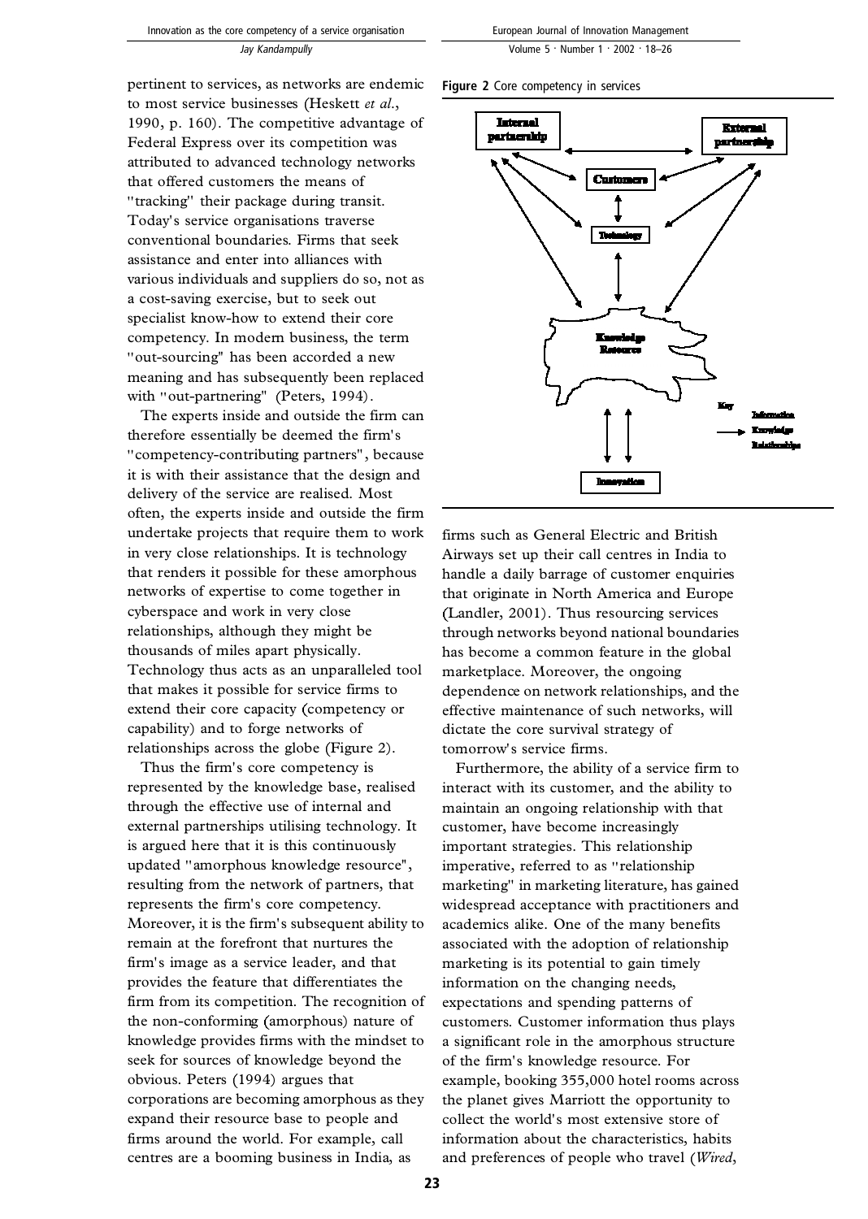pertinent to services, as networks are endemic to most service businesses (Heskett *et al.*, 1990, p. 160). The competitive advantage of Federal Express over its competition was attributed to advanced technology networks that offered customers the means of "tracking" their package during transit. Today's service organisations traverse conventional boundaries. Firms that seek assistance and enter into alliances with various individuals and suppliers do so, not as a cost-saving exercise, but to seek out specialist know-how to extend their core competency. In modern business, the term "out-sourcing" has been accorded a new meaning and has subsequently been replaced with "out-partnering" (Peters, 1994).

The experts inside and outside the firm can therefore essentially be deemed the firm's "competency-contributing partners", because it is with their assistance that the design and delivery of the service are realised. Most often, the experts inside and outside the firm undertake projects that require them to work in very close relationships. It is technology that renders it possible for these amorphous networks of expertise to come together in cyberspace and work in very close relationships, although they might be thousands of miles apart physically. Technology thus acts as an unparalleled tool that makes it possible for service firms to extend their core capacity (competency or capability) and to forge networks of relationships across the globe (Figure 2).

Thus the firm's core competency is represented by the knowledge base, realised through the effective use of internal and external partnerships utilising technology. It is argued here that it is this continuously updated "amorphous knowledge resource", resulting from the network of partners, that represents the firm's core competency. Moreover, it is the firm's subsequent ability to remain at the forefront that nurtures the firm's image as a service leader, and that provides the feature that differentiates the firm from its competition. The recognition of the non-conforming (amorphous) nature of knowledge provides firms with the mindset to seek for sources of knowledge beyond the obvious. Peters (1994) argues that corporations are becoming amorphous as they expand their resource base to people and firms around the world. For example, call centres are a booming business in India, as firms such as General Electric and British Airways set up their call centres in India to handle a daily barrage of customer enquiries that originate in North America and Europe (Landler, 2001). Thus resourcing services through networks beyond national boundaries has become a common feature in the global marketplace. Moreover, the ongoing dependence on network relationships, and the effective maintenance of such networks, will dictate the core survival strategy of tomorrow's service firms.

**Figure 2** Core competency in services

Internal partnership — External partnership — Customers — Technology — Knowledge Resource — Innovation

Key: → Information, Knowledge, Relationships

Furthermore, the ability of a service firm to interact with its customer, and the ability to maintain an ongoing relationship with that customer, have become increasingly important strategies. This relationship imperative, referred to as "relationship marketing" in marketing literature, has gained widespread acceptance with practitioners and academics alike. One of the many benefits associated with the adoption of relationship marketing is its potential to gain timely information on the changing needs, expectations and spending patterns of customers. Customer information thus plays a significant role in the amorphous structure of the firm's knowledge resource. For example, booking 355,000 hotel rooms across the planet gives Marriott the opportunity to collect the world's most extensive store of information about the characteristics, habits and preferences of people who travel (*Wired*,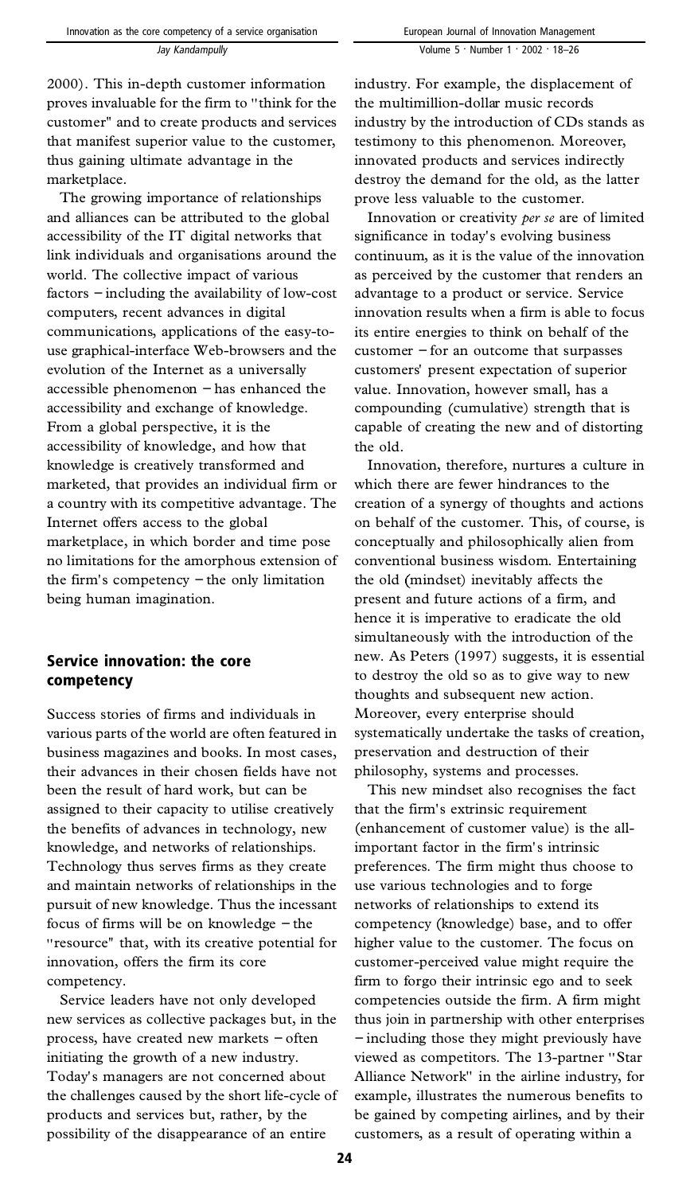2000). This in-depth customer information proves invaluable for the firm to "think for the customer" and to create products and services that manifest superior value to the customer, thus gaining ultimate advantage in the marketplace.

The growing importance of relationships and alliances can be attributed to the global accessibility of the IT digital networks that link individuals and organisations around the world. The collective impact of various factors – including the availability of low-cost computers, recent advances in digital communications, applications of the easy-to-use graphical-interface Web-browsers and the evolution of the Internet as a universally accessible phenomenon – has enhanced the accessibility and exchange of knowledge. From a global perspective, it is the accessibility of knowledge, and how that knowledge is creatively transformed and marketed, that provides an individual firm or a country with its competitive advantage. The Internet offers access to the global marketplace, in which border and time pose no limitations for the amorphous extension of the firm's competency – the only limitation being human imagination.

## Service innovation: the core competency

Success stories of firms and individuals in various parts of the world are often featured in business magazines and books. In most cases, their advances in their chosen fields have not been the result of hard work, but can be assigned to their capacity to utilise creatively the benefits of advances in technology, new knowledge, and networks of relationships. Technology thus serves firms as they create and maintain networks of relationships in the pursuit of new knowledge. Thus the incessant focus of firms will be on knowledge – the "resource" that, with its creative potential for innovation, offers the firm its core competency.

Service leaders have not only developed new services as collective packages but, in the process, have created new markets – often initiating the growth of a new industry. Today's managers are not concerned about the challenges caused by the short life-cycle of products and services but, rather, by the possibility of the disappearance of an entire industry. For example, the displacement of the multimillion-dollar music records industry by the introduction of CDs stands as testimony to this phenomenon. Moreover, innovated products and services indirectly destroy the demand for the old, as the latter prove less valuable to the customer.

Innovation or creativity *per se* are of limited significance in today's evolving business continuum, as it is the value of the innovation as perceived by the customer that renders an advantage to a product or service. Service innovation results when a firm is able to focus its entire energies to think on behalf of the customer – for an outcome that surpasses customers' present expectation of superior value. Innovation, however small, has a compounding (cumulative) strength that is capable of creating the new and of distorting the old.

Innovation, therefore, nurtures a culture in which there are fewer hindrances to the creation of a synergy of thoughts and actions on behalf of the customer. This, of course, is conceptually and philosophically alien from conventional business wisdom. Entertaining the old (mindset) inevitably affects the present and future actions of a firm, and hence it is imperative to eradicate the old simultaneously with the introduction of the new. As Peters (1997) suggests, it is essential to destroy the old so as to give way to new thoughts and subsequent new action. Moreover, every enterprise should systematically undertake the tasks of creation, preservation and destruction of their philosophy, systems and processes.

This new mindset also recognises the fact that the firm's extrinsic requirement (enhancement of customer value) is the all-important factor in the firm's intrinsic preferences. The firm might thus choose to use various technologies and to forge networks of relationships to extend its competency (knowledge) base, and to offer higher value to the customer. The focus on customer-perceived value might require the firm to forgo their intrinsic ego and to seek competencies outside the firm. A firm might thus join in partnership with other enterprises – including those they might previously have viewed as competitors. The 13-partner "Star Alliance Network" in the airline industry, for example, illustrates the numerous benefits to be gained by competing airlines, and by their customers, as a result of operating within a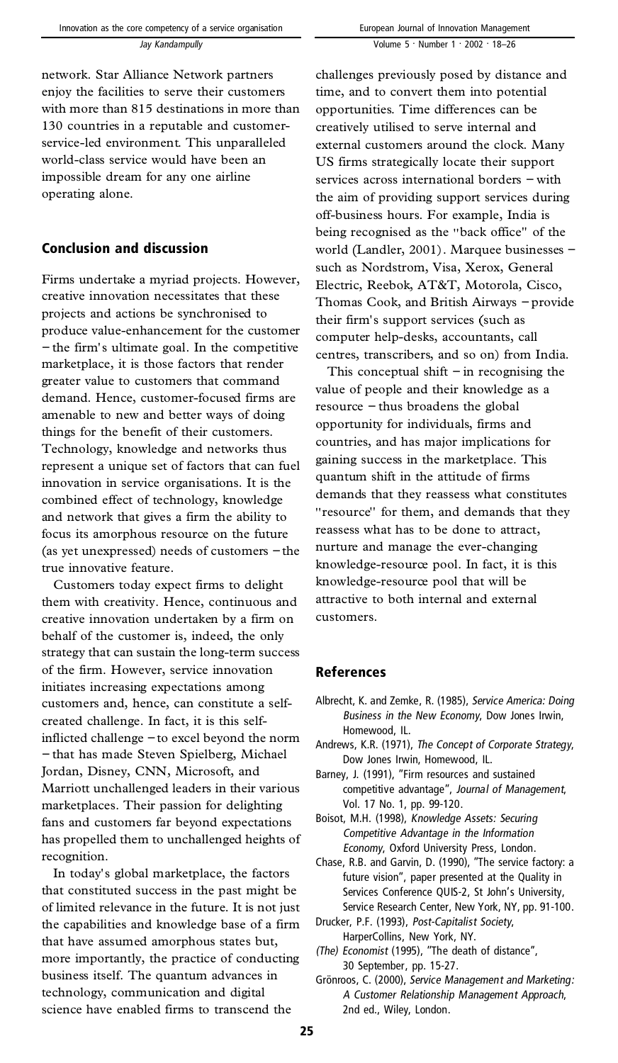network. Star Alliance Network partners enjoy the facilities to serve their customers with more than 815 destinations in more than 130 countries in a reputable and customer-service-led environment. This unparalleled world-class service would have been an impossible dream for any one airline operating alone.

## Conclusion and discussion

Firms undertake a myriad projects. However, creative innovation necessitates that these projects and actions be synchronised to produce value-enhancement for the customer – the firm's ultimate goal. In the competitive marketplace, it is those factors that render greater value to customers that command demand. Hence, customer-focused firms are amenable to new and better ways of doing things for the benefit of their customers. Technology, knowledge and networks thus represent a unique set of factors that can fuel innovation in service organisations. It is the combined effect of technology, knowledge and network that gives a firm the ability to focus its amorphous resource on the future (as yet unexpressed) needs of customers – the true innovative feature.

Customers today expect firms to delight them with creativity. Hence, continuous and creative innovation undertaken by a firm on behalf of the customer is, indeed, the only strategy that can sustain the long-term success of the firm. However, service innovation initiates increasing expectations among customers and, hence, can constitute a self-created challenge. In fact, it is this self-inflicted challenge – to excel beyond the norm – that has made Steven Spielberg, Michael Jordan, Disney, CNN, Microsoft, and Marriott unchallenged leaders in their various marketplaces. Their passion for delighting fans and customers far beyond expectations has propelled them to unchallenged heights of recognition.

In today's global marketplace, the factors that constituted success in the past might be of limited relevance in the future. It is not just the capabilities and knowledge base of a firm that have assumed amorphous states but, more importantly, the practice of conducting business itself. The quantum advances in technology, communication and digital science have enabled firms to transcend the challenges previously posed by distance and time, and to convert them into potential opportunities. Time differences can be creatively utilised to serve internal and external customers around the clock. Many US firms strategically locate their support services across international borders – with the aim of providing support services during off-business hours. For example, India is being recognised as the "back office" of the world (Landler, 2001). Marquee businesses – such as Nordstrom, Visa, Xerox, General Electric, Reebok, AT&T, Motorola, Cisco, Thomas Cook, and British Airways – provide their firm's support services (such as computer help-desks, accountants, call centres, transcribers, and so on) from India.

This conceptual shift – in recognising the value of people and their knowledge as a resource – thus broadens the global opportunity for individuals, firms and countries, and has major implications for gaining success in the marketplace. This quantum shift in the attitude of firms demands that they reassess what constitutes "resource" for them, and demands that they reassess what has to be done to attract, nurture and manage the ever-changing knowledge-resource pool. In fact, it is this knowledge-resource pool that will be attractive to both internal and external customers.

## References

Albrecht, K. and Zemke, R. (1985), *Service America: Doing Business in the New Economy*, Dow Jones Irwin, Homewood, IL.

Andrews, K.R. (1971), *The Concept of Corporate Strategy*, Dow Jones Irwin, Homewood, IL.

Barney, J. (1991), "Firm resources and sustained competitive advantage", *Journal of Management*, Vol. 17 No. 1, pp. 99-120.

Boisot, M.H. (1998), *Knowledge Assets: Securing Competitive Advantage in the Information Economy*, Oxford University Press, London.

Chase, R.B. and Garvin, D. (1990), "The service factory: a future vision", paper presented at the Quality in Services Conference QUIS-2, St John's University, Service Research Center, New York, NY, pp. 91-100.

Drucker, P.F. (1993), *Post-Capitalist Society*, HarperCollins, New York, NY.

*(The) Economist* (1995), "The death of distance", 30 September, pp. 15-27.

Grönroos, C. (2000), *Service Management and Marketing: A Customer Relationship Management Approach*, 2nd ed., Wiley, London.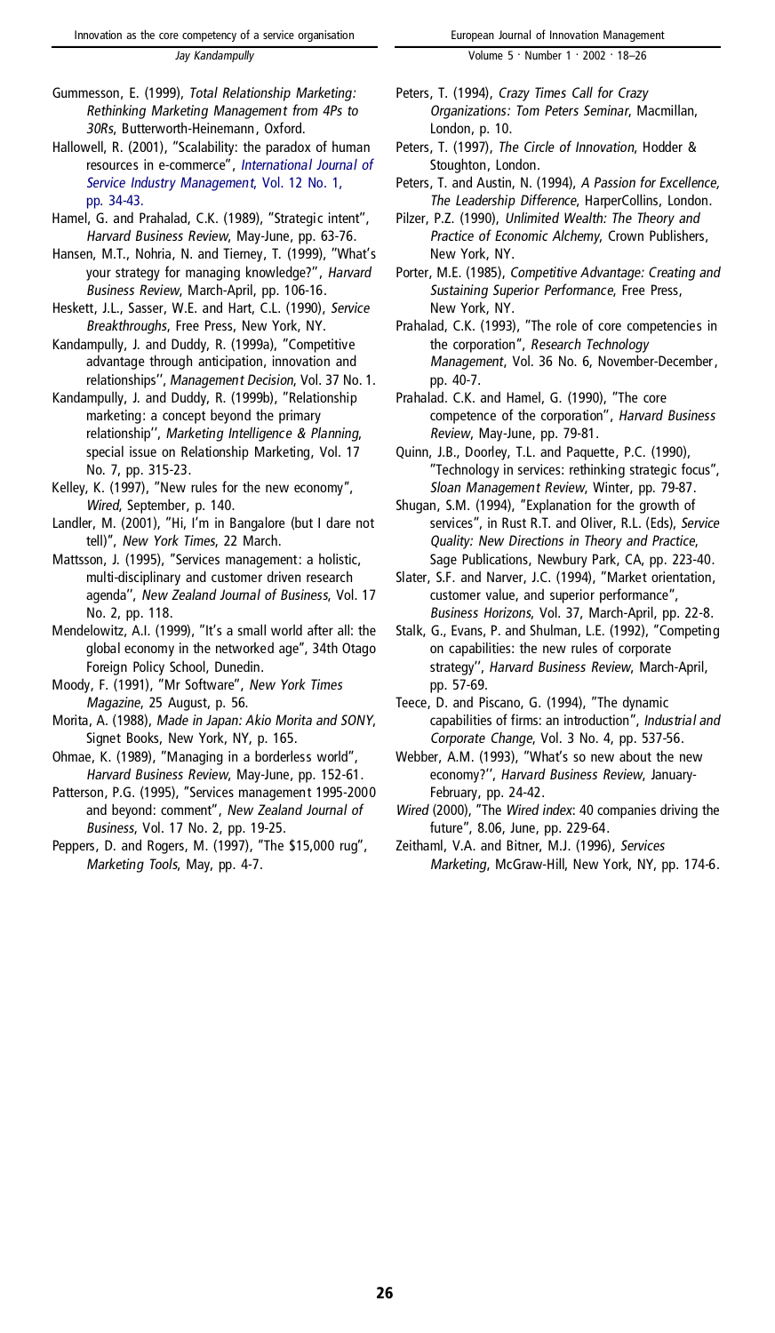Gummesson, E. (1999), *Total Relationship Marketing: Rethinking Marketing Management from 4Ps to 30Rs*, Butterworth-Heinemann, Oxford.

Hallowell, R. (2001), "Scalability: the paradox of human resources in e-commerce", *International Journal of Service Industry Management*, Vol. 12 No. 1, pp. 34-43.

Hamel, G. and Prahalad, C.K. (1989), "Strategic intent", *Harvard Business Review*, May-June, pp. 63-76.

Hansen, M.T., Nohria, N. and Tierney, T. (1999), "What's your strategy for managing knowledge?", *Harvard Business Review*, March-April, pp. 106-16.

Heskett, J.L., Sasser, W.E. and Hart, C.L. (1990), *Service Breakthroughs*, Free Press, New York, NY.

Kandampully, J. and Duddy, R. (1999a), "Competitive advantage through anticipation, innovation and relationships'', *Management Decision*, Vol. 37 No. 1.

Kandampully, J. and Duddy, R. (1999b), "Relationship marketing: a concept beyond the primary relationship'', *Marketing Intelligence & Planning*, special issue on Relationship Marketing, Vol. 17 No. 7, pp. 315-23.

Kelley, K. (1997), "New rules for the new economy", *Wired*, September, p. 140.

Landler, M. (2001), "Hi, I'm in Bangalore (but I dare not tell)", *New York Times*, 22 March.

Mattsson, J. (1995), "Services management: a holistic, multi-disciplinary and customer driven research agenda'', *New Zealand Journal of Business*, Vol. 17 No. 2, pp. 118.

Mendelowitz, A.I. (1999), "It's a small world after all: the global economy in the networked age", 34th Otago Foreign Policy School, Dunedin.

Moody, F. (1991), "Mr Software", *New York Times Magazine*, 25 August, p. 56.

Morita, A. (1988), *Made in Japan: Akio Morita and SONY*, Signet Books, New York, NY, p. 165.

Ohmae, K. (1989), "Managing in a borderless world", *Harvard Business Review*, May-June, pp. 152-61.

Patterson, P.G. (1995), "Services management 1995-2000 and beyond: comment", *New Zealand Journal of Business*, Vol. 17 No. 2, pp. 19-25.

Peppers, D. and Rogers, M. (1997), "The $15,000 rug", *Marketing Tools*, May, pp. 4-7.

Peters, T. (1994), *Crazy Times Call for Crazy Organizations: Tom Peters Seminar*, Macmillan, London, p. 10.

Peters, T. (1997), *The Circle of Innovation*, Hodder & Stoughton, London.

Peters, T. and Austin, N. (1994), *A Passion for Excellence, The Leadership Difference*, HarperCollins, London.

Pilzer, P.Z. (1990), *Unlimited Wealth: The Theory and Practice of Economic Alchemy*, Crown Publishers, New York, NY.

Porter, M.E. (1985), *Competitive Advantage: Creating and Sustaining Superior Performance*, Free Press, New York, NY.

Prahalad, C.K. (1993), "The role of core competencies in the corporation", *Research Technology Management*, Vol. 36 No. 6, November-December, pp. 40-7.

Prahalad. C.K. and Hamel, G. (1990), "The core competence of the corporation", *Harvard Business Review*, May-June, pp. 79-81.

Quinn, J.B., Doorley, T.L. and Paquette, P.C. (1990), "Technology in services: rethinking strategic focus", *Sloan Management Review*, Winter, pp. 79-87.

Shugan, S.M. (1994), "Explanation for the growth of services", in Rust R.T. and Oliver, R.L. (Eds), *Service Quality: New Directions in Theory and Practice*, Sage Publications, Newbury Park, CA, pp. 223-40.

Slater, S.F. and Narver, J.C. (1994), "Market orientation, customer value, and superior performance", *Business Horizons*, Vol. 37, March-April, pp. 22-8.

Stalk, G., Evans, P. and Shulman, L.E. (1992), "Competing on capabilities: the new rules of corporate strategy'', *Harvard Business Review*, March-April, pp. 57-69.

Teece, D. and Piscano, G. (1994), "The dynamic capabilities of firms: an introduction", *Industrial and Corporate Change*, Vol. 3 No. 4, pp. 537-56.

Webber, A.M. (1993), "What's so new about the new economy?'', *Harvard Business Review*, January-February, pp. 24-42.

*Wired* (2000), "The *Wired index*: 40 companies driving the future", 8.06, June, pp. 229-64.

Zeithaml, V.A. and Bitner, M.J. (1996), *Services Marketing*, McGraw-Hill, New York, NY, pp. 174-6.